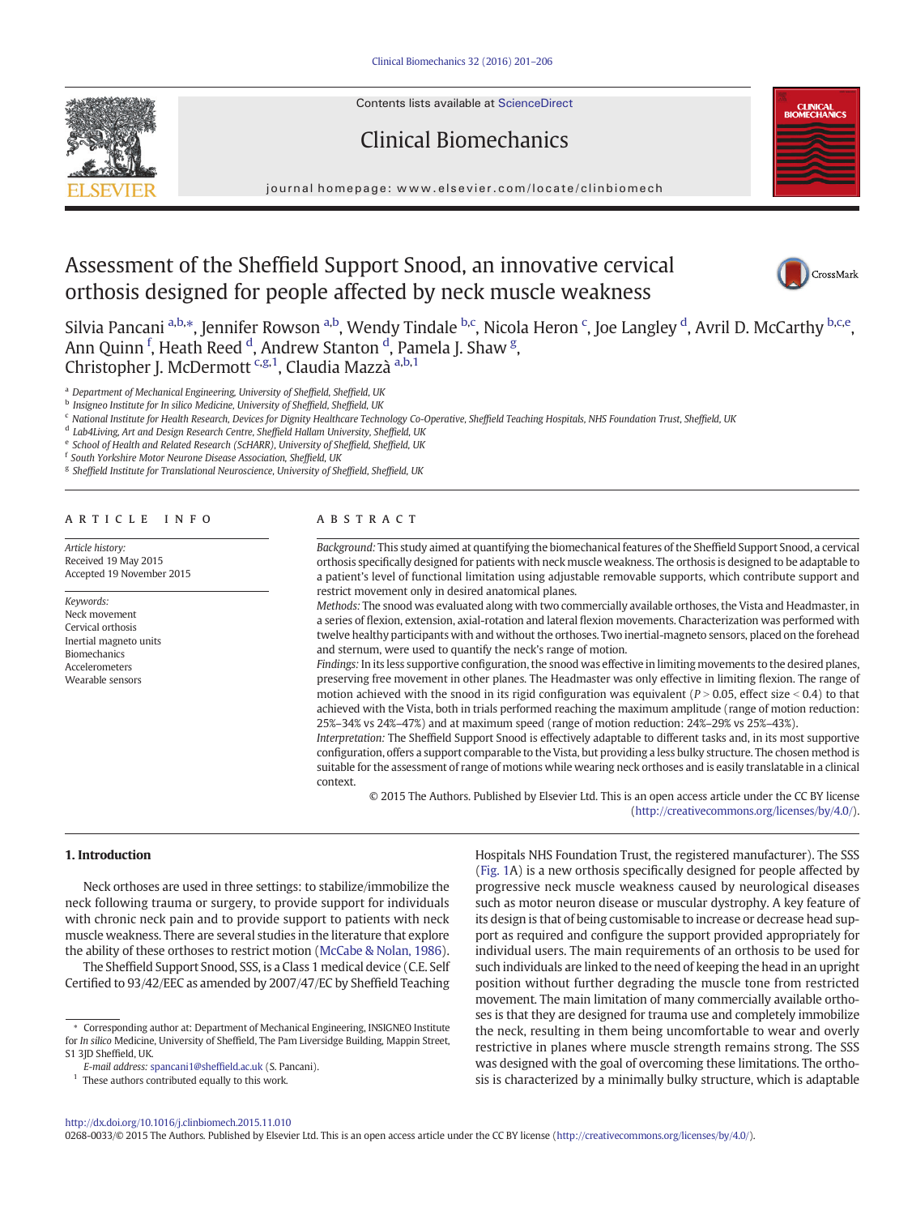# Assessment of the Sheffield Support Snood, an innovative cervical orthosis designed for people affected by neck muscle weakness

Silvia Pancani [a,b,*], Jennifer Rowson [a,b], Wendy Tindale [b,c], Nicola Heron [c], Joe Langley [d], Avril D. McCarthy [b,c,e], Ann Quinn [f], Heath Reed [d], Andrew Stanton [d], Pamela J. Shaw [g], Christopher J. McDermott [c,g,1], Claudia Mazzà [a,b,1]

[a] Department of Mechanical Engineering, University of Sheffield, Sheffield, UK
[b] Insigneo Institute for In silico Medicine, University of Sheffield, Sheffield, UK
[c] National Institute for Health Research, Devices for Dignity Healthcare Technology Co-Operative, Sheffield Teaching Hospitals, NHS Foundation Trust, Sheffield, UK
[d] Lab4Living, Art and Design Research Centre, Sheffield Hallam University, Sheffield, UK
[e] School of Health and Related Research (ScHARR), University of Sheffield, Sheffield, UK
[f] South Yorkshire Motor Neurone Disease Association, Sheffield, UK
[g] Sheffield Institute for Translational Neuroscience, University of Sheffield, Sheffield, UK

## ARTICLE INFO

*Article history:*
Received 19 May 2015
Accepted 19 November 2015

*Keywords:*
Neck movement
Cervical orthosis
Inertial magneto units
Biomechanics
Accelerometers
Wearable sensors

## ABSTRACT

*Background:* This study aimed at quantifying the biomechanical features of the Sheffield Support Snood, a cervical orthosis specifically designed for patients with neck muscle weakness. The orthosis is designed to be adaptable to a patient's level of functional limitation using adjustable removable supports, which contribute support and restrict movement only in desired anatomical planes.

*Methods:* The snood was evaluated along with two commercially available orthoses, the Vista and Headmaster, in a series of flexion, extension, axial-rotation and lateral flexion movements. Characterization was performed with twelve healthy participants with and without the orthoses. Two inertial-magneto sensors, placed on the forehead and sternum, were used to quantify the neck's range of motion.

*Findings:* In its less supportive configuration, the snood was effective in limiting movements to the desired planes, preserving free movement in other planes. The Headmaster was only effective in limiting flexion. The range of motion achieved with the snood in its rigid configuration was equivalent ($P > 0.05$, effect size $< 0.4$) to that achieved with the Vista, both in trials performed reaching the maximum amplitude (range of motion reduction: 25%–34% vs 24%–47%) and at maximum speed (range of motion reduction: 24%–29% vs 25%–43%).

*Interpretation:* The Sheffield Support Snood is effectively adaptable to different tasks and, in its most supportive configuration, offers a support comparable to the Vista, but providing a less bulky structure. The chosen method is suitable for the assessment of range of motions while wearing neck orthoses and is easily translatable in a clinical context.

© 2015 The Authors. Published by Elsevier Ltd. This is an open access article under the CC BY license (http://creativecommons.org/licenses/by/4.0/).

## 1. Introduction

Neck orthoses are used in three settings: to stabilize/immobilize the neck following trauma or surgery, to provide support for individuals with chronic neck pain and to provide support to patients with neck muscle weakness. There are several studies in the literature that explore the ability of these orthoses to restrict motion (McCabe & Nolan, 1986).

The Sheffield Support Snood, SSS, is a Class 1 medical device (C.E. Self Certified to 93/42/EEC as amended by 2007/47/EC by Sheffield Teaching Hospitals NHS Foundation Trust, the registered manufacturer). The SSS (Fig. 1A) is a new orthosis specifically designed for people affected by progressive neck muscle weakness caused by neurological diseases such as motor neuron disease or muscular dystrophy. A key feature of its design is that of being customisable to increase or decrease head support as required and configure the support provided appropriately for individual users. The main requirements of an orthosis to be used for such individuals are linked to the need of keeping the head in an upright position without further degrading the muscle tone from restricted movement. The main limitation of many commercially available orthoses is that they are designed for trauma use and completely immobilize the neck, resulting in them being uncomfortable to wear and overly restrictive in planes where muscle strength remains strong. The SSS was designed with the goal of overcoming these limitations. The orthosis is characterized by a minimally bulky structure, which is adaptable

* Corresponding author at: Department of Mechanical Engineering, INSIGNEO Institute for *In silico* Medicine, University of Sheffield, The Pam Liversidge Building, Mappin Street, S1 3JD Sheffield, UK.
*E-mail address:* spancani1@sheffield.ac.uk (S. Pancani).
[1] These authors contributed equally to this work.

http://dx.doi.org/10.1016/j.clinbiomech.2015.11.010
0268-0033/© 2015 The Authors. Published by Elsevier Ltd. This is an open access article under the CC BY license (http://creativecommons.org/licenses/by/4.0/).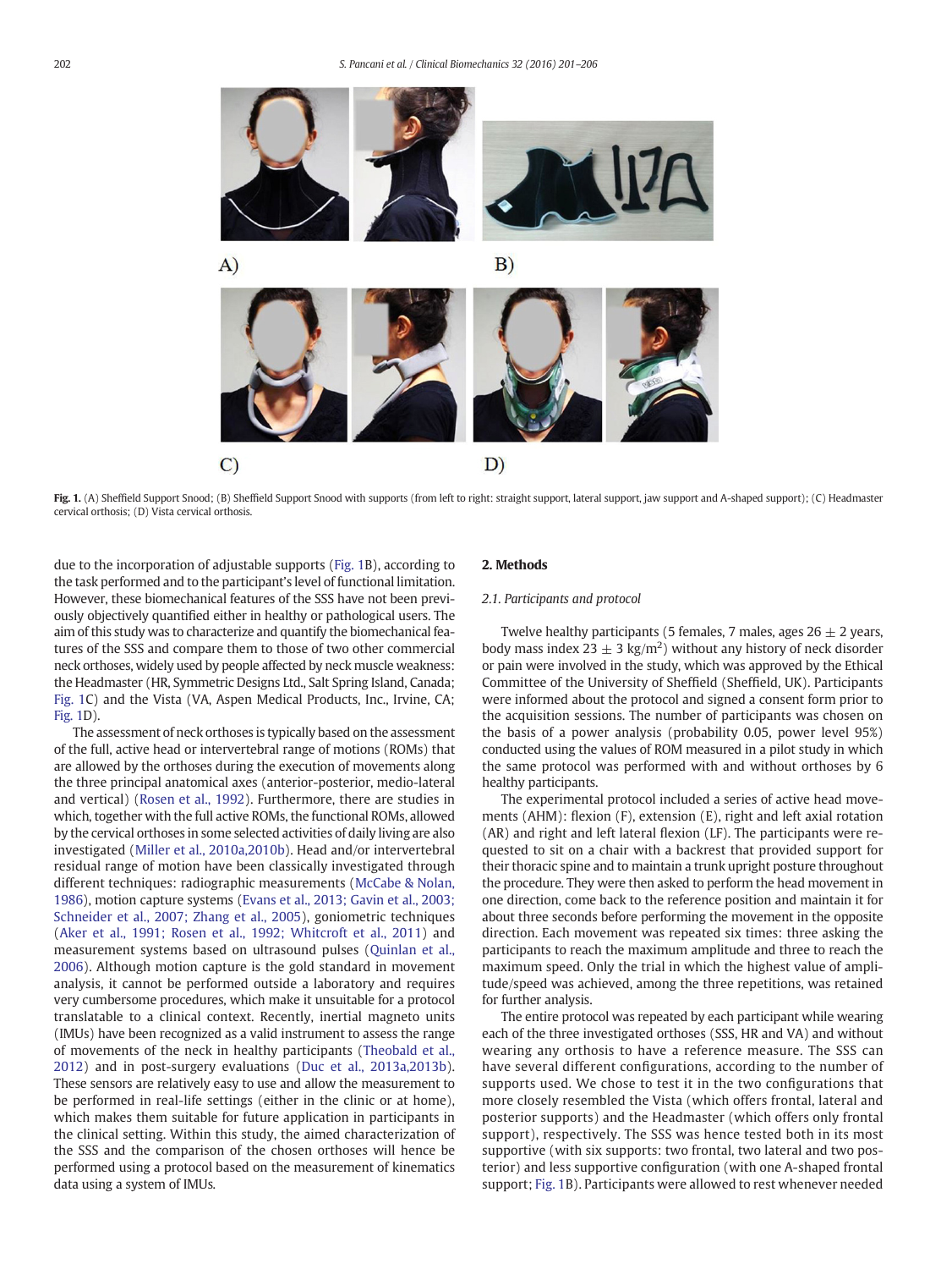Fig. 1. (A) Sheffield Support Snood; (B) Sheffield Support Snood with supports (from left to right: straight support, lateral support, jaw support and A-shaped support); (C) Headmaster cervical orthosis; (D) Vista cervical orthosis.

due to the incorporation of adjustable supports (Fig. 1B), according to the task performed and to the participant's level of functional limitation. However, these biomechanical features of the SSS have not been previously objectively quantified either in healthy or pathological users. The aim of this study was to characterize and quantify the biomechanical features of the SSS and compare them to those of two other commercial neck orthoses, widely used by people affected by neck muscle weakness: the Headmaster (HR, Symmetric Designs Ltd., Salt Spring Island, Canada; Fig. 1C) and the Vista (VA, Aspen Medical Products, Inc., Irvine, CA; Fig. 1D).

The assessment of neck orthoses is typically based on the assessment of the full, active head or intervertebral range of motions (ROMs) that are allowed by the orthoses during the execution of movements along the three principal anatomical axes (anterior-posterior, medio-lateral and vertical) (Rosen et al., 1992). Furthermore, there are studies in which, together with the full active ROMs, the functional ROMs, allowed by the cervical orthoses in some selected activities of daily living are also investigated (Miller et al., 2010a,2010b). Head and/or intervertebral residual range of motion have been classically investigated through different techniques: radiographic measurements (McCabe & Nolan, 1986), motion capture systems (Evans et al., 2013; Gavin et al., 2003; Schneider et al., 2007; Zhang et al., 2005), goniometric techniques (Aker et al., 1991; Rosen et al., 1992; Whitcroft et al., 2011) and measurement systems based on ultrasound pulses (Quinlan et al., 2006). Although motion capture is the gold standard in movement analysis, it cannot be performed outside a laboratory and requires very cumbersome procedures, which make it unsuitable for a protocol translatable to a clinical context. Recently, inertial magneto units (IMUs) have been recognized as a valid instrument to assess the range of movements of the neck in healthy participants (Theobald et al., 2012) and in post-surgery evaluations (Duc et al., 2013a,2013b). These sensors are relatively easy to use and allow the measurement to be performed in real-life settings (either in the clinic or at home), which makes them suitable for future application in participants in the clinical setting. Within this study, the aimed characterization of the SSS and the comparison of the chosen orthoses will hence be performed using a protocol based on the measurement of kinematics data using a system of IMUs.

## 2. Methods

### 2.1. Participants and protocol

Twelve healthy participants (5 females, 7 males, ages 26 ± 2 years, body mass index 23 ± 3 kg/m$^2$) without any history of neck disorder or pain were involved in the study, which was approved by the Ethical Committee of the University of Sheffield (Sheffield, UK). Participants were informed about the protocol and signed a consent form prior to the acquisition sessions. The number of participants was chosen on the basis of a power analysis (probability 0.05, power level 95%) conducted using the values of ROM measured in a pilot study in which the same protocol was performed with and without orthoses by 6 healthy participants.

The experimental protocol included a series of active head movements (AHM): flexion (F), extension (E), right and left axial rotation (AR) and right and left lateral flexion (LF). The participants were requested to sit on a chair with a backrest that provided support for their thoracic spine and to maintain a trunk upright posture throughout the procedure. They were then asked to perform the head movement in one direction, come back to the reference position and maintain it for about three seconds before performing the movement in the opposite direction. Each movement was repeated six times: three asking the participants to reach the maximum amplitude and three to reach the maximum speed. Only the trial in which the highest value of amplitude/speed was achieved, among the three repetitions, was retained for further analysis.

The entire protocol was repeated by each participant while wearing each of the three investigated orthoses (SSS, HR and VA) and without wearing any orthosis to have a reference measure. The SSS can have several different configurations, according to the number of supports used. We chose to test it in the two configurations that more closely resembled the Vista (which offers frontal, lateral and posterior supports) and the Headmaster (which offers only frontal support), respectively. The SSS was hence tested both in its most supportive (with six supports: two frontal, two lateral and two posterior) and less supportive configuration (with one A-shaped frontal support; Fig. 1B). Participants were allowed to rest whenever needed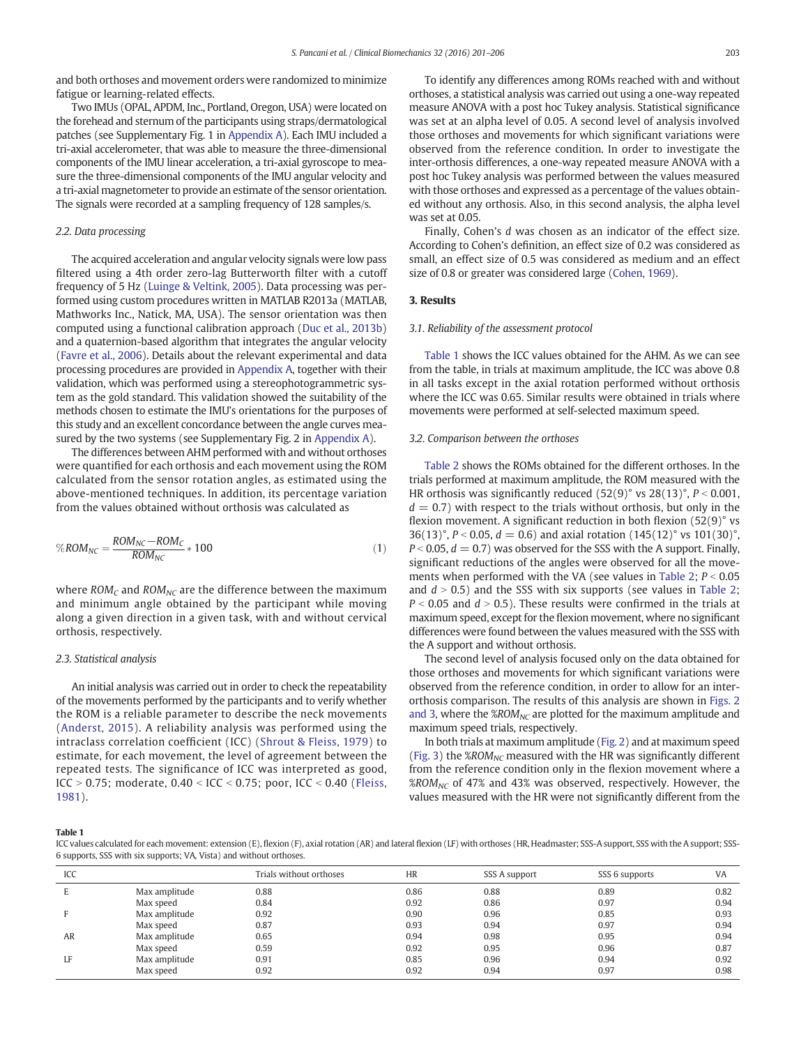and both orthoses and movement orders were randomized to minimize fatigue or learning-related effects.

Two IMUs (OPAL, APDM, Inc., Portland, Oregon, USA) were located on the forehead and sternum of the participants using straps/dermatological patches (see Supplementary Fig. 1 in Appendix A). Each IMU included a tri-axial accelerometer, that was able to measure the three-dimensional components of the IMU linear acceleration, a tri-axial gyroscope to measure the three-dimensional components of the IMU angular velocity and a tri-axial magnetometer to provide an estimate of the sensor orientation. The signals were recorded at a sampling frequency of 128 samples/s.

### 2.2. Data processing

The acquired acceleration and angular velocity signals were low pass filtered using a 4th order zero-lag Butterworth filter with a cutoff frequency of 5 Hz (Luinge & Veltink, 2005). Data processing was performed using custom procedures written in MATLAB R2013a (MATLAB, Mathworks Inc., Natick, MA, USA). The sensor orientation was then computed using a functional calibration approach (Duc et al., 2013b) and a quaternion-based algorithm that integrates the angular velocity (Favre et al., 2006). Details about the relevant experimental and data processing procedures are provided in Appendix A, together with their validation, which was performed using a stereophotogrammetric system as the gold standard. This validation showed the suitability of the methods chosen to estimate the IMU's orientations for the purposes of this study and an excellent concordance between the angle curves measured by the two systems (see Supplementary Fig. 2 in Appendix A).

The differences between AHM performed with and without orthoses were quantified for each orthosis and each movement using the ROM calculated from the sensor rotation angles, as estimated using the above-mentioned techniques. In addition, its percentage variation from the values obtained without orthosis was calculated as

$$\%ROM_{NC} = \frac{ROM_{NC} - ROM_{C}}{ROM_{NC}} * 100 \tag{1}$$

where $ROM_C$ and $ROM_{NC}$ are the difference between the maximum and minimum angle obtained by the participant while moving along a given direction in a given task, with and without cervical orthosis, respectively.

### 2.3. Statistical analysis

An initial analysis was carried out in order to check the repeatability of the movements performed by the participants and to verify whether the ROM is a reliable parameter to describe the neck movements (Anderst, 2015). A reliability analysis was performed using the intraclass correlation coefficient (ICC) (Shrout & Fleiss, 1979) to estimate, for each movement, the level of agreement between the repeated tests. The significance of ICC was interpreted as good, ICC > 0.75; moderate, 0.40 < ICC < 0.75; poor, ICC < 0.40 (Fleiss, 1981).

To identify any differences among ROMs reached with and without orthoses, a statistical analysis was carried out using a one-way repeated measure ANOVA with a post hoc Tukey analysis. Statistical significance was set at an alpha level of 0.05. A second level of analysis involved those orthoses and movements for which significant variations were observed from the reference condition. In order to investigate the inter-orthosis differences, a one-way repeated measure ANOVA with a post hoc Tukey analysis was performed between the values measured with those orthoses and expressed as a percentage of the values obtained without any orthosis. Also, in this second analysis, the alpha level was set at 0.05.

Finally, Cohen's *d* was chosen as an indicator of the effect size. According to Cohen's definition, an effect size of 0.2 was considered as small, an effect size of 0.5 was considered as medium and an effect size of 0.8 or greater was considered large (Cohen, 1969).

## 3. Results

### 3.1. Reliability of the assessment protocol

Table 1 shows the ICC values obtained for the AHM. As we can see from the table, in trials at maximum amplitude, the ICC was above 0.8 in all tasks except in the axial rotation performed without orthosis where the ICC was 0.65. Similar results were obtained in trials where movements were performed at self-selected maximum speed.

### 3.2. Comparison between the orthoses

Table 2 shows the ROMs obtained for the different orthoses. In the trials performed at maximum amplitude, the ROM measured with the HR orthosis was significantly reduced (52(9)° vs 28(13)°, $P < 0.001$, $d = 0.7$) with respect to the trials without orthosis, but only in the flexion movement. A significant reduction in both flexion (52(9)° vs 36(13)°, $P < 0.05$, $d = 0.6$) and axial rotation (145(12)° vs 101(30)°, $P < 0.05$, $d = 0.7$) was observed for the SSS with the A support. Finally, significant reductions of the angles were observed for all the movements when performed with the VA (see values in Table 2; $P < 0.05$ and $d > 0.5$) and the SSS with six supports (see values in Table 2; $P < 0.05$ and $d > 0.5$). These results were confirmed in the trials at maximum speed, except for the flexion movement, where no significant differences were found between the values measured with the SSS with the A support and without orthosis.

The second level of analysis focused only on the data obtained for those orthoses and movements for which significant variations were observed from the reference condition, in order to allow for an inter-orthosis comparison. The results of this analysis are shown in Figs. 2 and 3, where the $\%ROM_{NC}$ are plotted for the maximum amplitude and maximum speed trials, respectively.

In both trials at maximum amplitude (Fig. 2) and at maximum speed (Fig. 3) the $\%ROM_{NC}$ measured with the HR was significantly different from the reference condition only in the flexion movement where a $\%ROM_{NC}$ of 47% and 43% was observed, respectively. However, the values measured with the HR were not significantly different from the

**Table 1**
ICC values calculated for each movement: extension (E), flexion (F), axial rotation (AR) and lateral flexion (LF) with orthoses (HR, Headmaster; SSS-A support, SSS with the A support; SSS-6 supports, SSS with six supports; VA, Vista) and without orthoses.

| ICC | | Trials without orthoses | HR | SSS A support | SSS 6 supports | VA |
|---|---|---|---|---|---|---|
| E | Max amplitude | 0.88 | 0.86 | 0.88 | 0.89 | 0.82 |
| | Max speed | 0.84 | 0.92 | 0.86 | 0.97 | 0.94 |
| F | Max amplitude | 0.92 | 0.90 | 0.96 | 0.85 | 0.93 |
| | Max speed | 0.87 | 0.93 | 0.94 | 0.97 | 0.94 |
| AR | Max amplitude | 0.65 | 0.94 | 0.98 | 0.95 | 0.94 |
| | Max speed | 0.59 | 0.92 | 0.95 | 0.96 | 0.87 |
| LF | Max amplitude | 0.91 | 0.85 | 0.96 | 0.94 | 0.92 |
| | Max speed | 0.92 | 0.92 | 0.94 | 0.97 | 0.98 |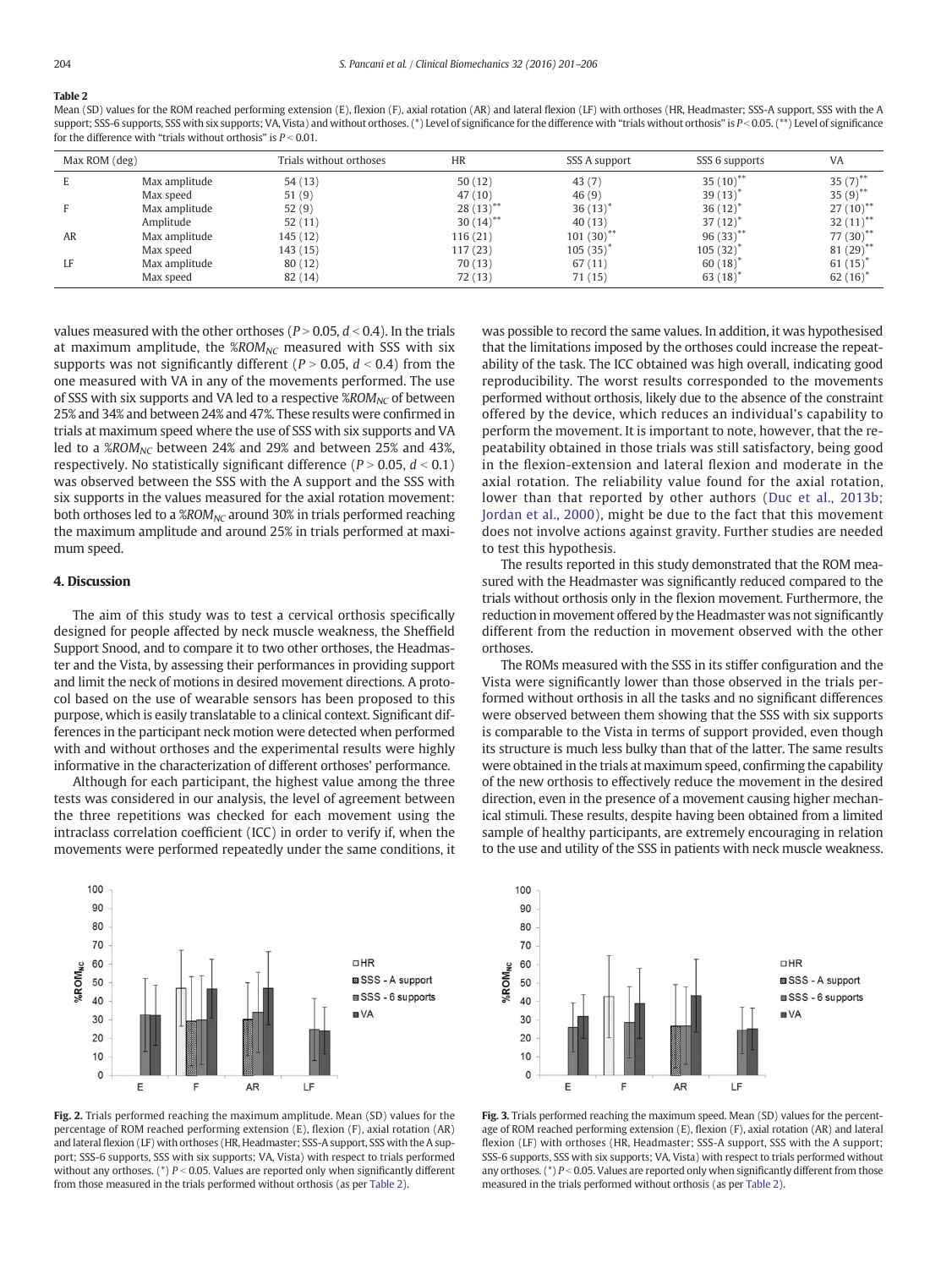**Table 2**
Mean (SD) values for the ROM reached performing extension (E), flexion (F), axial rotation (AR) and lateral flexion (LF) with orthoses (HR, Headmaster; SSS-A support, SSS with the A support; SSS-6 supports, SSS with six supports; VA, Vista) and without orthoses. (*) Level of significance for the difference with "trials without orthosis" is $P < 0.05$. (**) Level of significance for the difference with "trials without orthosis" is $P < 0.01$.

| Max ROM (deg) | | Trials without orthoses | HR | SSS A support | SSS 6 supports | VA |
|---|---|---|---|---|---|---|
| E | Max amplitude | 54 (13) | 50 (12) | 43 (7) | 35 (10)** | 35 (7)** |
| | Max speed | 51 (9) | 47 (10) | 46 (9) | 39 (13)* | 35 (9)** |
| F | Max amplitude | 52 (9) | 28 (13)** | 36 (13)* | 36 (12)* | 27 (10)** |
| | Amplitude | 52 (11) | 30 (14)** | 40 (13) | 37 (12)* | 32 (11)** |
| AR | Max amplitude | 145 (12) | 116 (21) | 101 (30)** | 96 (33)** | 77 (30)** |
| | Max speed | 143 (15) | 117 (23) | 105 (35)* | 105 (32)* | 81 (29)** |
| LF | Max amplitude | 80 (12) | 70 (13) | 67 (11) | 60 (18)* | 61 (15)* |
| | Max speed | 82 (14) | 72 (13) | 71 (15) | 63 (18)* | 62 (16)* |

values measured with the other orthoses ($P > 0.05$, $d < 0.4$). In the trials at maximum amplitude, the $\%ROM_{NC}$ measured with SSS with six supports was not significantly different ($P > 0.05$, $d < 0.4$) from the one measured with VA in any of the movements performed. The use of SSS with six supports and VA led to a respective $\%ROM_{NC}$ of between 25% and 34% and between 24% and 47%. These results were confirmed in trials at maximum speed where the use of SSS with six supports and VA led to a $\%ROM_{NC}$ between 24% and 29% and between 25% and 43%, respectively. No statistically significant difference ($P > 0.05$, $d < 0.1$) was observed between the SSS with the A support and the SSS with six supports in the values measured for the axial rotation movement: both orthoses led to a $\%ROM_{NC}$ around 30% in trials performed reaching the maximum amplitude and around 25% in trials performed at maximum speed.

## 4. Discussion

The aim of this study was to test a cervical orthosis specifically designed for people affected by neck muscle weakness, the Sheffield Support Snood, and to compare it to two other orthoses, the Headmaster and the Vista, by assessing their performances in providing support and limit the neck of motions in desired movement directions. A protocol based on the use of wearable sensors has been proposed to this purpose, which is easily translatable to a clinical context. Significant differences in the participant neck motion were detected when performed with and without orthoses and the experimental results were highly informative in the characterization of different orthoses' performance.

Although for each participant, the highest value among the three tests was considered in our analysis, the level of agreement between the three repetitions was checked for each movement using the intraclass correlation coefficient (ICC) in order to verify if, when the movements were performed repeatedly under the same conditions, it was possible to record the same values. In addition, it was hypothesised that the limitations imposed by the orthoses could increase the repeatability of the task. The ICC obtained was high overall, indicating good reproducibility. The worst results corresponded to the movements performed without orthosis, likely due to the absence of the constraint offered by the device, which reduces an individual's capability to perform the movement. It is important to note, however, that the repeatability obtained in those trials was still satisfactory, being good in the flexion-extension and lateral flexion and moderate in the axial rotation. The reliability value found for the axial rotation, lower than that reported by other authors (Duc et al., 2013b; Jordan et al., 2000), might be due to the fact that this movement does not involve actions against gravity. Further studies are needed to test this hypothesis.

The results reported in this study demonstrated that the ROM measured with the Headmaster was significantly reduced compared to the trials without orthosis only in the flexion movement. Furthermore, the reduction in movement offered by the Headmaster was not significantly different from the reduction in movement observed with the other orthoses.

The ROMs measured with the SSS in its stiffer configuration and the Vista were significantly lower than those observed in the trials performed without orthosis in all the tasks and no significant differences were observed between them showing that the SSS with six supports is comparable to the Vista in terms of support provided, even though its structure is much less bulky than that of the latter. The same results were obtained in the trials at maximum speed, confirming the capability of the new orthosis to effectively reduce the movement in the desired direction, even in the presence of a movement causing higher mechanical stimuli. These results, despite having been obtained from a limited sample of healthy participants, are extremely encouraging in relation to the use and utility of the SSS in patients with neck muscle weakness.

**Fig. 2.** Trials performed reaching the maximum amplitude. Mean (SD) values for the percentage of ROM reached performing extension (E), flexion (F), axial rotation (AR) and lateral flexion (LF) with orthoses (HR, Headmaster; SSS-A support, SSS with the A support; SSS-6 supports, SSS with six supports; VA, Vista) with respect to trials performed without any orthoses. (*) $P < 0.05$. Values are reported only when significantly different from those measured in the trials performed without orthosis (as per Table 2).

**Fig. 3.** Trials performed reaching the maximum speed. Mean (SD) values for the percentage of ROM reached performing extension (E), flexion (F), axial rotation (AR) and lateral flexion (LF) with orthoses (HR, Headmaster; SSS-A support, SSS with the A support; SSS-6 supports, SSS with six supports; VA, Vista) with respect to trials performed without any orthoses. (*) $P < 0.05$. Values are reported only when significantly different from those measured in the trials performed without orthosis (as per Table 2).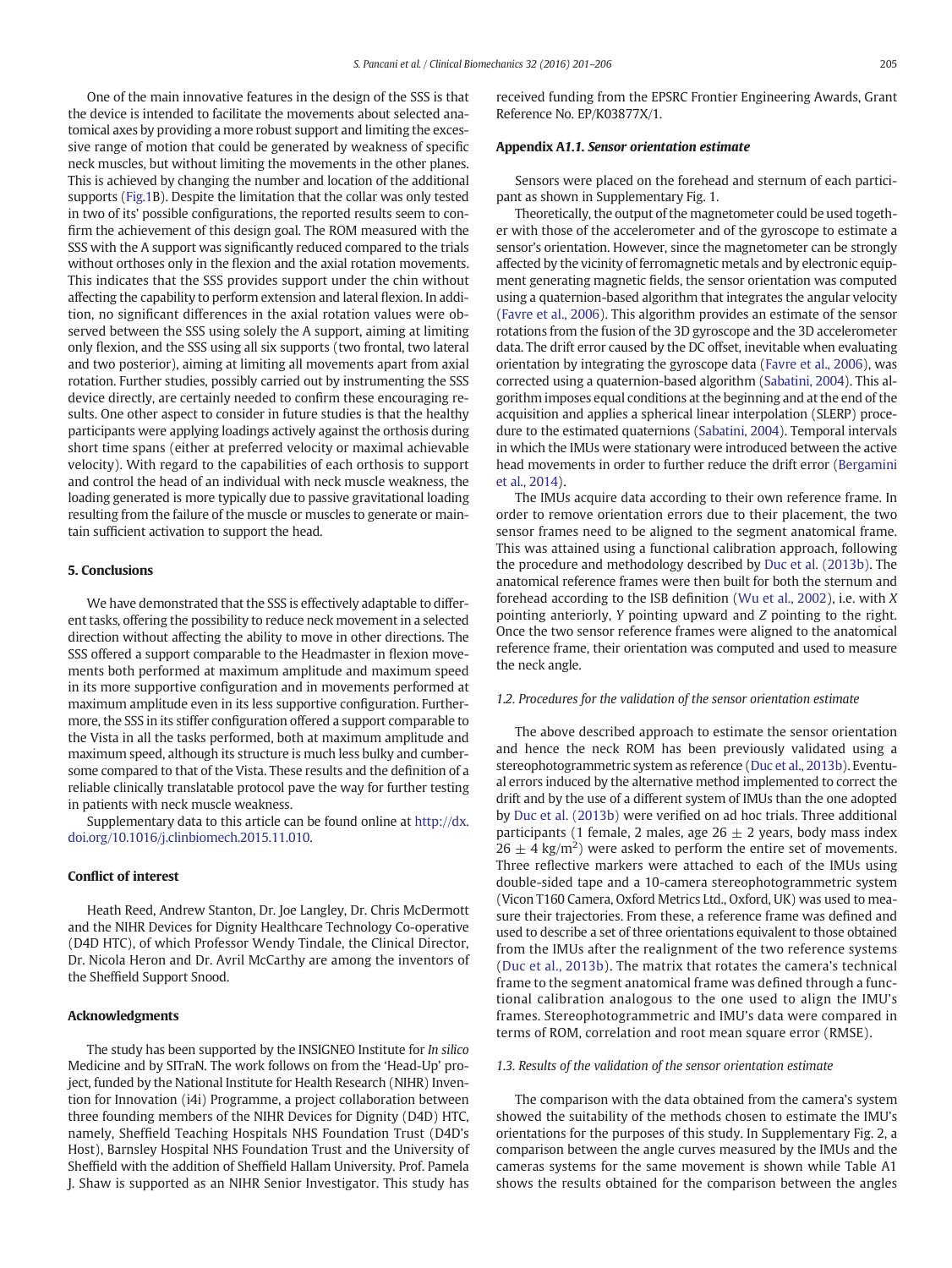One of the main innovative features in the design of the SSS is that the device is intended to facilitate the movements about selected anatomical axes by providing a more robust support and limiting the excessive range of motion that could be generated by weakness of specific neck muscles, but without limiting the movements in the other planes. This is achieved by changing the number and location of the additional supports (Fig.1B). Despite the limitation that the collar was only tested in two of its' possible configurations, the reported results seem to confirm the achievement of this design goal. The ROM measured with the SSS with the A support was significantly reduced compared to the trials without orthoses only in the flexion and the axial rotation movements. This indicates that the SSS provides support under the chin without affecting the capability to perform extension and lateral flexion. In addition, no significant differences in the axial rotation values were observed between the SSS using solely the A support, aiming at limiting only flexion, and the SSS using all six supports (two frontal, two lateral and two posterior), aiming at limiting all movements apart from axial rotation. Further studies, possibly carried out by instrumenting the SSS device directly, are certainly needed to confirm these encouraging results. One other aspect to consider in future studies is that the healthy participants were applying loadings actively against the orthosis during short time spans (either at preferred velocity or maximal achievable velocity). With regard to the capabilities of each orthosis to support and control the head of an individual with neck muscle weakness, the loading generated is more typically due to passive gravitational loading resulting from the failure of the muscle or muscles to generate or maintain sufficient activation to support the head.

## 5. Conclusions

We have demonstrated that the SSS is effectively adaptable to different tasks, offering the possibility to reduce neck movement in a selected direction without affecting the ability to move in other directions. The SSS offered a support comparable to the Headmaster in flexion movements both performed at maximum amplitude and maximum speed in its more supportive configuration and in movements performed at maximum amplitude even in its less supportive configuration. Furthermore, the SSS in its stiffer configuration offered a support comparable to the Vista in all the tasks performed, both at maximum amplitude and maximum speed, although its structure is much less bulky and cumbersome compared to that of the Vista. These results and the definition of a reliable clinically translatable protocol pave the way for further testing in patients with neck muscle weakness.

Supplementary data to this article can be found online at http://dx.doi.org/10.1016/j.clinbiomech.2015.11.010.

## Conflict of interest

Heath Reed, Andrew Stanton, Dr. Joe Langley, Dr. Chris McDermott and the NIHR Devices for Dignity Healthcare Technology Co-operative (D4D HTC), of which Professor Wendy Tindale, the Clinical Director, Dr. Nicola Heron and Dr. Avril McCarthy are among the inventors of the Sheffield Support Snood.

## Acknowledgments

The study has been supported by the INSIGNEO Institute for *In silico* Medicine and by SITraN. The work follows on from the 'Head-Up' project, funded by the National Institute for Health Research (NIHR) Invention for Innovation (i4i) Programme, a project collaboration between three founding members of the NIHR Devices for Dignity (D4D) HTC, namely, Sheffield Teaching Hospitals NHS Foundation Trust (D4D's Host), Barnsley Hospital NHS Foundation Trust and the University of Sheffield with the addition of Sheffield Hallam University. Prof. Pamela J. Shaw is supported as an NIHR Senior Investigator. This study has received funding from the EPSRC Frontier Engineering Awards, Grant Reference No. EP/K03877X/1.

## Appendix A*1.1. Sensor orientation estimate*

Sensors were placed on the forehead and sternum of each participant as shown in Supplementary Fig. 1.

Theoretically, the output of the magnetometer could be used together with those of the accelerometer and of the gyroscope to estimate a sensor's orientation. However, since the magnetometer can be strongly affected by the vicinity of ferromagnetic metals and by electronic equipment generating magnetic fields, the sensor orientation was computed using a quaternion-based algorithm that integrates the angular velocity (Favre et al., 2006). This algorithm provides an estimate of the sensor rotations from the fusion of the 3D gyroscope and the 3D accelerometer data. The drift error caused by the DC offset, inevitable when evaluating orientation by integrating the gyroscope data (Favre et al., 2006), was corrected using a quaternion-based algorithm (Sabatini, 2004). This algorithm imposes equal conditions at the beginning and at the end of the acquisition and applies a spherical linear interpolation (SLERP) procedure to the estimated quaternions (Sabatini, 2004). Temporal intervals in which the IMUs were stationary were introduced between the active head movements in order to further reduce the drift error (Bergamini et al., 2014).

The IMUs acquire data according to their own reference frame. In order to remove orientation errors due to their placement, the two sensor frames need to be aligned to the segment anatomical frame. This was attained using a functional calibration approach, following the procedure and methodology described by Duc et al. (2013b). The anatomical reference frames were then built for both the sternum and forehead according to the ISB definition (Wu et al., 2002), i.e. with *X* pointing anteriorly, *Y* pointing upward and *Z* pointing to the right. Once the two sensor reference frames were aligned to the anatomical reference frame, their orientation was computed and used to measure the neck angle.

### *1.2. Procedures for the validation of the sensor orientation estimate*

The above described approach to estimate the sensor orientation and hence the neck ROM has been previously validated using a stereophotogrammetric system as reference (Duc et al., 2013b). Eventual errors induced by the alternative method implemented to correct the drift and by the use of a different system of IMUs than the one adopted by Duc et al. (2013b) were verified on ad hoc trials. Three additional participants (1 female, 2 males, age $26 \pm 2$ years, body mass index $26 \pm 4$ kg/m$^2$) were asked to perform the entire set of movements. Three reflective markers were attached to each of the IMUs using double-sided tape and a 10-camera stereophotogrammetric system (Vicon T160 Camera, Oxford Metrics Ltd., Oxford, UK) was used to measure their trajectories. From these, a reference frame was defined and used to describe a set of three orientations equivalent to those obtained from the IMUs after the realignment of the two reference systems (Duc et al., 2013b). The matrix that rotates the camera's technical frame to the segment anatomical frame was defined through a functional calibration analogous to the one used to align the IMU's frames. Stereophotogrammetric and IMU's data were compared in terms of ROM, correlation and root mean square error (RMSE).

### *1.3. Results of the validation of the sensor orientation estimate*

The comparison with the data obtained from the camera's system showed the suitability of the methods chosen to estimate the IMU's orientations for the purposes of this study. In Supplementary Fig. 2, a comparison between the angle curves measured by the IMUs and the cameras systems for the same movement is shown while Table A1 shows the results obtained for the comparison between the angles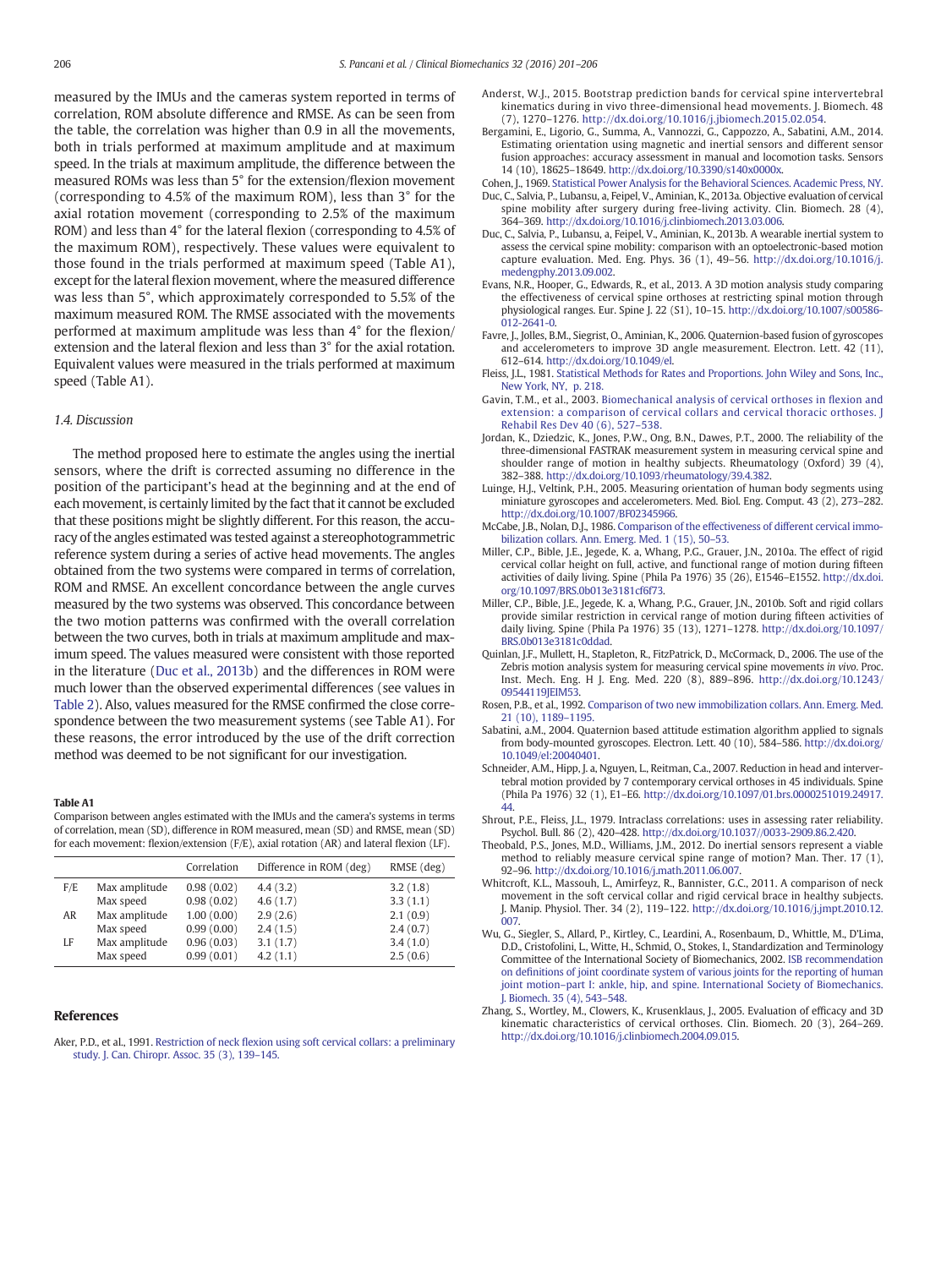measured by the IMUs and the cameras system reported in terms of correlation, ROM absolute difference and RMSE. As can be seen from the table, the correlation was higher than 0.9 in all the movements, both in trials performed at maximum amplitude and at maximum speed. In the trials at maximum amplitude, the difference between the measured ROMs was less than 5° for the extension/flexion movement (corresponding to 4.5% of the maximum ROM), less than 3° for the axial rotation movement (corresponding to 2.5% of the maximum ROM) and less than 4° for the lateral flexion (corresponding to 4.5% of the maximum ROM), respectively. These values were equivalent to those found in the trials performed at maximum speed (Table A1), except for the lateral flexion movement, where the measured difference was less than 5°, which approximately corresponded to 5.5% of the maximum measured ROM. The RMSE associated with the movements performed at maximum amplitude was less than 4° for the flexion/extension and the lateral flexion and less than 3° for the axial rotation. Equivalent values were measured in the trials performed at maximum speed (Table A1).

### 1.4. Discussion

The method proposed here to estimate the angles using the inertial sensors, where the drift is corrected assuming no difference in the position of the participant's head at the beginning and at the end of each movement, is certainly limited by the fact that it cannot be excluded that these positions might be slightly different. For this reason, the accuracy of the angles estimated was tested against a stereophotogrammetric reference system during a series of active head movements. The angles obtained from the two systems were compared in terms of correlation, ROM and RMSE. An excellent concordance between the angle curves measured by the two systems was observed. This concordance between the two motion patterns was confirmed with the overall correlation between the two curves, both in trials at maximum amplitude and maximum speed. The values measured were consistent with those reported in the literature (Duc et al., 2013b) and the differences in ROM were much lower than the observed experimental differences (see values in Table 2). Also, values measured for the RMSE confirmed the close correspondence between the two measurement systems (see Table A1). For these reasons, the error introduced by the use of the drift correction method was deemed to be not significant for our investigation.

**Table A1**
Comparison between angles estimated with the IMUs and the camera's systems in terms of correlation, mean (SD), difference in ROM measured, mean (SD) and RMSE, mean (SD) for each movement: flexion/extension (F/E), axial rotation (AR) and lateral flexion (LF).

| | | Correlation | Difference in ROM (deg) | RMSE (deg) |
|---|---|---|---|---|
| F/E | Max amplitude | 0.98 (0.02) | 4.4 (3.2) | 3.2 (1.8) |
| | Max speed | 0.98 (0.02) | 4.6 (1.7) | 3.3 (1.1) |
| AR | Max amplitude | 1.00 (0.00) | 2.9 (2.6) | 2.1 (0.9) |
| | Max speed | 0.99 (0.00) | 2.4 (1.5) | 2.4 (0.7) |
| LF | Max amplitude | 0.96 (0.03) | 3.1 (1.7) | 3.4 (1.0) |
| | Max speed | 0.99 (0.01) | 4.2 (1.1) | 2.5 (0.6) |

## References

Aker, P.D., et al., 1991. Restriction of neck flexion using soft cervical collars: a preliminary study. J. Can. Chiropr. Assoc. 35 (3), 139–145.

Anderst, W.J., 2015. Bootstrap prediction bands for cervical spine intervertebral kinematics during in vivo three-dimensional head movements. J. Biomech. 48 (7), 1270–1276. http://dx.doi.org/10.1016/j.jbiomech.2015.02.054.

Bergamini, E., Ligorio, G., Summa, A., Vannozzi, G., Cappozzo, A., Sabatini, A.M., 2014. Estimating orientation using magnetic and inertial sensors and different sensor fusion approaches: accuracy assessment in manual and locomotion tasks. Sensors 14 (10), 18625–18649. http://dx.doi.org/10.3390/s140x0000x.

Cohen, J., 1969. Statistical Power Analysis for the Behavioral Sciences. Academic Press, NY.

Duc, C., Salvia, P., Lubansu, a, Feipel, V., Aminian, K., 2013a. Objective evaluation of cervical spine mobility after surgery during free-living activity. Clin. Biomech. 28 (4), 364–369. http://dx.doi.org/10.1016/j.clinbiomech.2013.03.006.

Duc, C., Salvia, P., Lubansu, a, Feipel, V., Aminian, K., 2013b. A wearable inertial system to assess the cervical spine mobility: comparison with an optoelectronic-based motion capture evaluation. Med. Eng. Phys. 36 (1), 49–56. http://dx.doi.org/10.1016/j.medengphy.2013.09.002.

Evans, N.R., Hooper, G., Edwards, R., et al., 2013. A 3D motion analysis study comparing the effectiveness of cervical spine orthoses at restricting spinal motion through physiological ranges. Eur. Spine J. 22 (S1), 10–15. http://dx.doi.org/10.1007/s00586-012-2641-0.

Favre, J., Jolles, B.M., Siegrist, O., Aminian, K., 2006. Quaternion-based fusion of gyroscopes and accelerometers to improve 3D angle measurement. Electron. Lett. 42 (11), 612–614. http://dx.doi.org/10.1049/el.

Fleiss, J.L., 1981. Statistical Methods for Rates and Proportions. John Wiley and Sons, Inc., New York, NY, p. 218.

Gavin, T.M., et al., 2003. Biomechanical analysis of cervical orthoses in flexion and extension: a comparison of cervical collars and cervical thoracic orthoses. J Rehabil Res Dev 40 (6), 527–538.

Jordan, K., Dziedzic, K., Jones, P.W., Ong, B.N., Dawes, P.T., 2000. The reliability of the three-dimensional FASTRAK measurement system in measuring cervical spine and shoulder range of motion in healthy subjects. Rheumatology (Oxford) 39 (4), 382–388. http://dx.doi.org/10.1093/rheumatology/39.4.382.

Luinge, H.J., Veltink, P.H., 2005. Measuring orientation of human body segments using miniature gyroscopes and accelerometers. Med. Biol. Eng. Comput. 43 (2), 273–282. http://dx.doi.org/10.1007/BF02345966.

McCabe, J.B., Nolan, D.J., 1986. Comparison of the effectiveness of different cervical immobilization collars. Ann. Emerg. Med. 1 (15), 50–53.

Miller, C.P., Bible, J.E., Jegede, K. a, Whang, P.G., Grauer, J.N., 2010a. The effect of rigid cervical collar height on full, active, and functional range of motion during fifteen activities of daily living. Spine (Phila Pa 1976) 35 (26), E1546–E1552. http://dx.doi.org/10.1097/BRS.0b013e3181cf6f73.

Miller, C.P., Bible, J.E., Jegede, K. a, Whang, P.G., Grauer, J.N., 2010b. Soft and rigid collars provide similar restriction in cervical range of motion during fifteen activities of daily living. Spine (Phila Pa 1976) 35 (13), 1271–1278. http://dx.doi.org/10.1097/BRS.0b013e3181c0ddad.

Quinlan, J.F., Mullett, H., Stapleton, R., FitzPatrick, D., McCormack, D., 2006. The use of the Zebris motion analysis system for measuring cervical spine movements *in vivo*. Proc. Inst. Mech. Eng. H J. Eng. Med. 220 (8), 889–896. http://dx.doi.org/10.1243/09544119JEIM53.

Rosen, P.B., et al., 1992. Comparison of two new immobilization collars. Ann. Emerg. Med. 21 (10), 1189–1195.

Sabatini, a.M., 2004. Quaternion based attitude estimation algorithm applied to signals from body-mounted gyroscopes. Electron. Lett. 40 (10), 584–586. http://dx.doi.org/10.1049/el:20040401.

Schneider, A.M., Hipp, J. a, Nguyen, L., Reitman, C.a., 2007. Reduction in head and intervertebral motion provided by 7 contemporary cervical orthoses in 45 individuals. Spine (Phila Pa 1976) 32 (1), E1–E6. http://dx.doi.org/10.1097/01.brs.0000251019.24917.44.

Shrout, P.E., Fleiss, J.L., 1979. Intraclass correlations: uses in assessing rater reliability. Psychol. Bull. 86 (2), 420–428. http://dx.doi.org/10.1037//0033-2909.86.2.420.

Theobald, P.S., Jones, M.D., Williams, J.M., 2012. Do inertial sensors represent a viable method to reliably measure cervical spine range of motion? Man. Ther. 17 (1), 92–96. http://dx.doi.org/10.1016/j.math.2011.06.007.

Whitcroft, K.L., Massouh, L., Amirfeyz, R., Bannister, G.C., 2011. A comparison of neck movement in the soft cervical collar and rigid cervical brace in healthy subjects. J. Manip. Physiol. Ther. 34 (2), 119–122. http://dx.doi.org/10.1016/j.jmpt.2010.12.007.

Wu, G., Siegler, S., Allard, P., Kirtley, C., Leardini, A., Rosenbaum, D., Whittle, M., D'Lima, D.D., Cristofolini, L., Witte, H., Schmid, O., Stokes, I., Standardization and Terminology Committee of the International Society of Biomechanics, 2002. ISB recommendation on definitions of joint coordinate system of various joints for the reporting of human joint motion–part I: ankle, hip, and spine. International Society of Biomechanics. J. Biomech. 35 (4), 543–548.

Zhang, S., Wortley, M., Clowers, K., Krusenklaus, J., 2005. Evaluation of efficacy and 3D kinematic characteristics of cervical orthoses. Clin. Biomech. 20 (3), 264–269. http://dx.doi.org/10.1016/j.clinbiomech.2004.09.015.